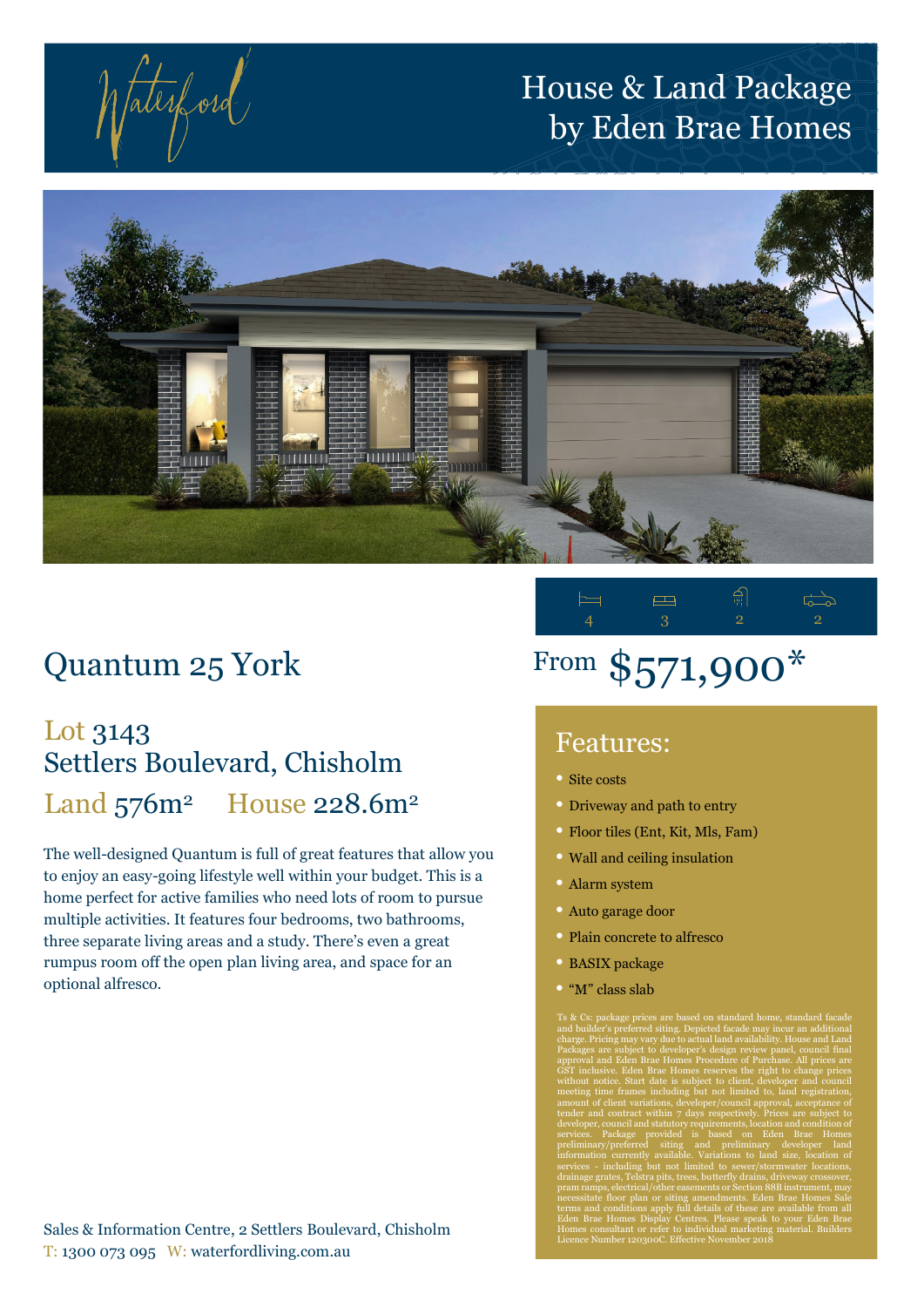Waterford

# House & Land Package by Eden Brae Homes

4 | 3 | 2 | 2

## Quantum 25 York

From $571,900*

### Lot 3143
### Settlers Boulevard, Chisholm
### Land 576m² House 228.6m²

The well-designed Quantum is full of great features that allow you to enjoy an easy-going lifestyle well within your budget. This is a home perfect for active families who need lots of room to pursue multiple activities. It features four bedrooms, two bathrooms, three separate living areas and a study. There's even a great rumpus room off the open plan living area, and space for an optional alfresco.

## Features:

- Site costs
- Driveway and path to entry
- Floor tiles (Ent, Kit, Mls, Fam)
- Wall and ceiling insulation
- Alarm system
- Auto garage door
- Plain concrete to alfresco
- BASIX package
- "M" class slab

Ts & Cs: package prices are based on standard home, standard facade and builder's preferred siting. Depicted facade may incur an additional charge. Pricing may vary due to actual land availability. House and Land Packages are subject to developer's design review panel, council final approval and Eden Brae Homes Procedure of Purchase. All prices are GST inclusive. Eden Brae Homes reserves the right to change prices without notice. Start date is subject to client, developer and council meeting time frames including but not limited to, land registration, amount of client variations, developer/council approval, acceptance of tender and contract within 7 days respectively. Prices are subject to developer, council and statutory requirements, location and condition of services. Package provided is based on Eden Brae Homes preliminary/preferred siting and preliminary developer land information currently available. Variations to land size, location of services - including but not limited to sewer/stormwater locations, drainage grates, Telstra pits, trees, butterfly drains, driveway crossover, pram ramps, electrical/other easements or Section 88B instrument, may necessitate floor plan or siting amendments. Eden Brae Homes Sale terms and conditions apply full details of these are available from all Eden Brae Homes Display Centres. Please speak to your Eden Brae Homes consultant or refer to individual marketing material. Builders Licence Number 120300C. Effective November 2018

Sales & Information Centre, 2 Settlers Boulevard, Chisholm
T: 1300 073 095 W: waterfordliving.com.au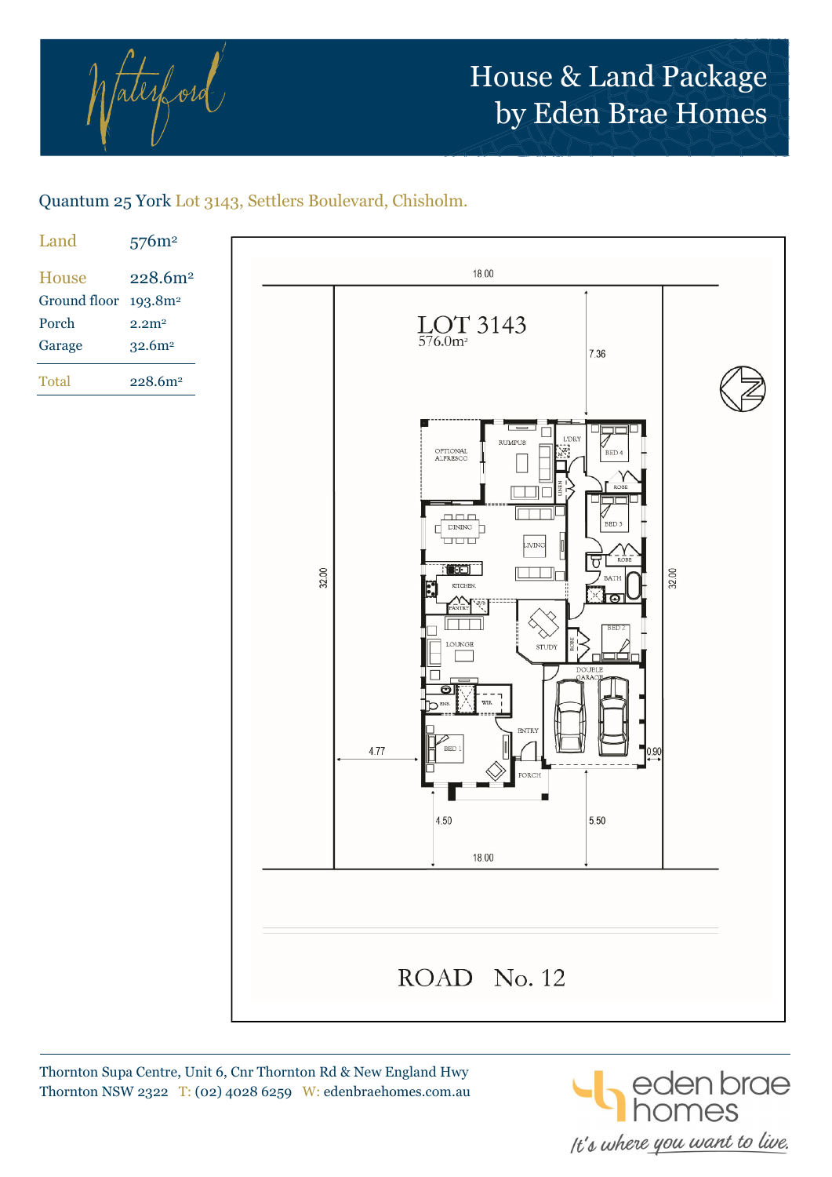Waterford

# House & Land Package by Eden Brae Homes

## Quantum 25 York Lot 3143, Settlers Boulevard, Chisholm.

| | |
|---|---|
| Land | 576m² |
| House | 228.6m² |
| Ground floor | 193.8m² |
| Porch | 2.2m² |
| Garage | 32.6m² |
| Total | 228.6m² |

LOT 3143
576.0m²

18.00
7.36
32.00
32.00
4.77
0.90
4.50
5.50
18.00

OPTIONAL ALFRESCO
RUMPUS
L'DRY
LINEN
BED 4
ROBE
BED 3
ROBE
BATH
DINING
LIVING
KITCHEN.
PANTRY
LOUNGE
STUDY
ROBE
BED 2
DOUBLE GARAGE
ENS.
WIR.
BED 1
ENTRY
PORCH

ROAD No. 12

Thornton Supa Centre, Unit 6, Cnr Thornton Rd & New England Hwy
Thornton NSW 2322 T: (02) 4028 6259 W: edenbraehomes.com.au

eden brae homes
*It's where you want to live.*